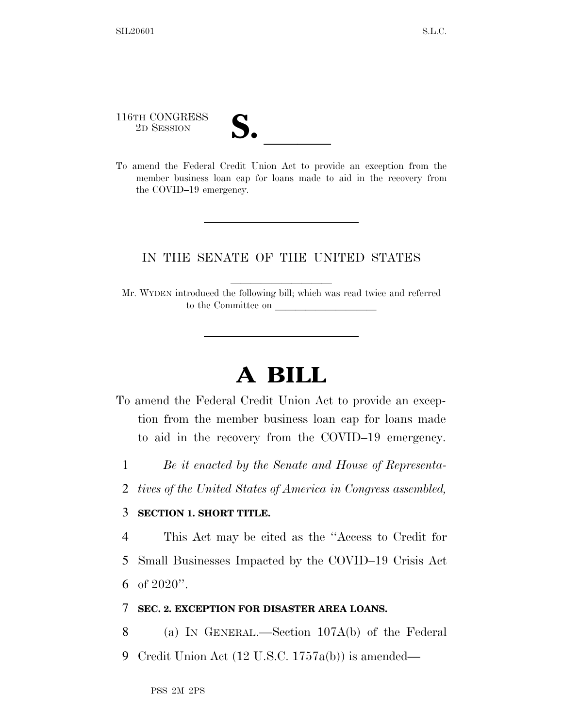116TH CONGRESS
2D SESSION

# S. \_\_\_\_\_\_

To amend the Federal Credit Union Act to provide an exception from the member business loan cap for loans made to aid in the recovery from the COVID–19 emergency.

IN THE SENATE OF THE UNITED STATES

Mr. WYDEN introduced the following bill; which was read twice and referred to the Committee on \_\_\_\_\_\_\_\_\_\_\_\_\_\_\_\_\_\_\_\_

# A BILL

To amend the Federal Credit Union Act to provide an exception from the member business loan cap for loans made to aid in the recovery from the COVID–19 emergency.

1 *Be it enacted by the Senate and House of Representa-*
2 *tives of the United States of America in Congress assembled,*

3 **SECTION 1. SHORT TITLE.**

4 This Act may be cited as the ''Access to Credit for
5 Small Businesses Impacted by the COVID–19 Crisis Act
6 of 2020''.

7 **SEC. 2. EXCEPTION FOR DISASTER AREA LOANS.**

8 (a) IN GENERAL.—Section 107A(b) of the Federal
9 Credit Union Act (12 U.S.C. 1757a(b)) is amended—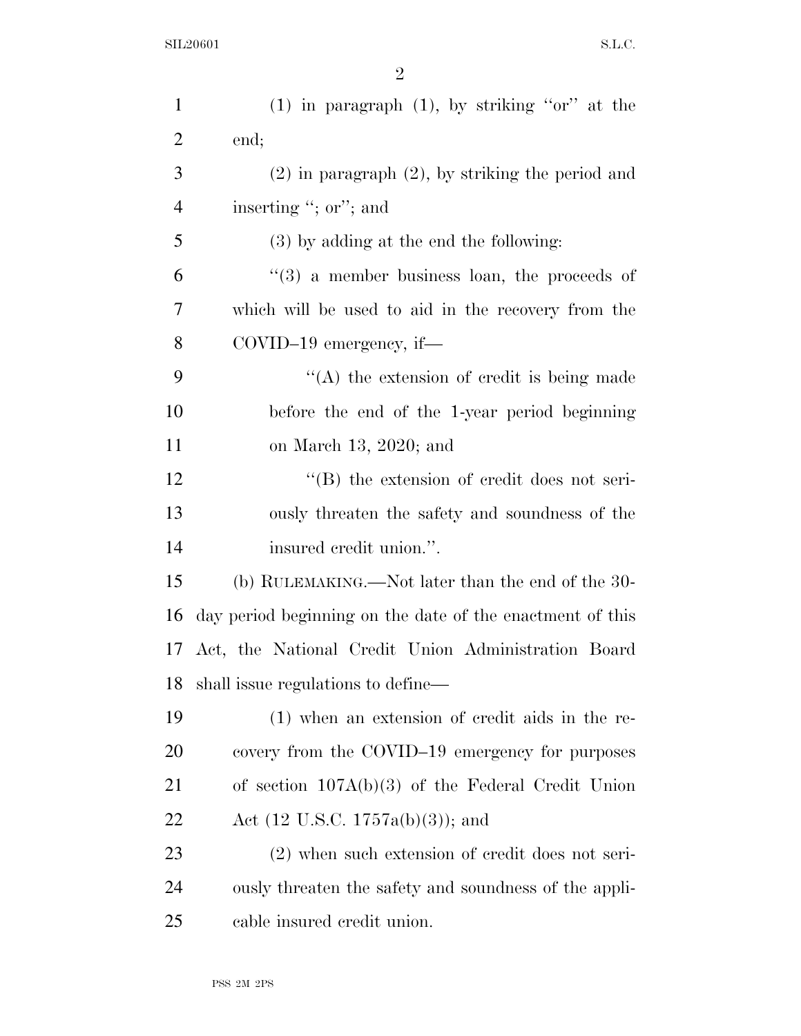(1) in paragraph (1), by striking "or" at the end;

(2) in paragraph (2), by striking the period and inserting "; or"; and

(3) by adding at the end the following:

"(3) a member business loan, the proceeds of which will be used to aid in the recovery from the COVID–19 emergency, if—

"(A) the extension of credit is being made before the end of the 1-year period beginning on March 13, 2020; and

"(B) the extension of credit does not seriously threaten the safety and soundness of the insured credit union.".

(b) RULEMAKING.—Not later than the end of the 30-day period beginning on the date of the enactment of this Act, the National Credit Union Administration Board shall issue regulations to define—

(1) when an extension of credit aids in the recovery from the COVID–19 emergency for purposes of section 107A(b)(3) of the Federal Credit Union Act (12 U.S.C. 1757a(b)(3)); and

(2) when such extension of credit does not seriously threaten the safety and soundness of the applicable insured credit union.